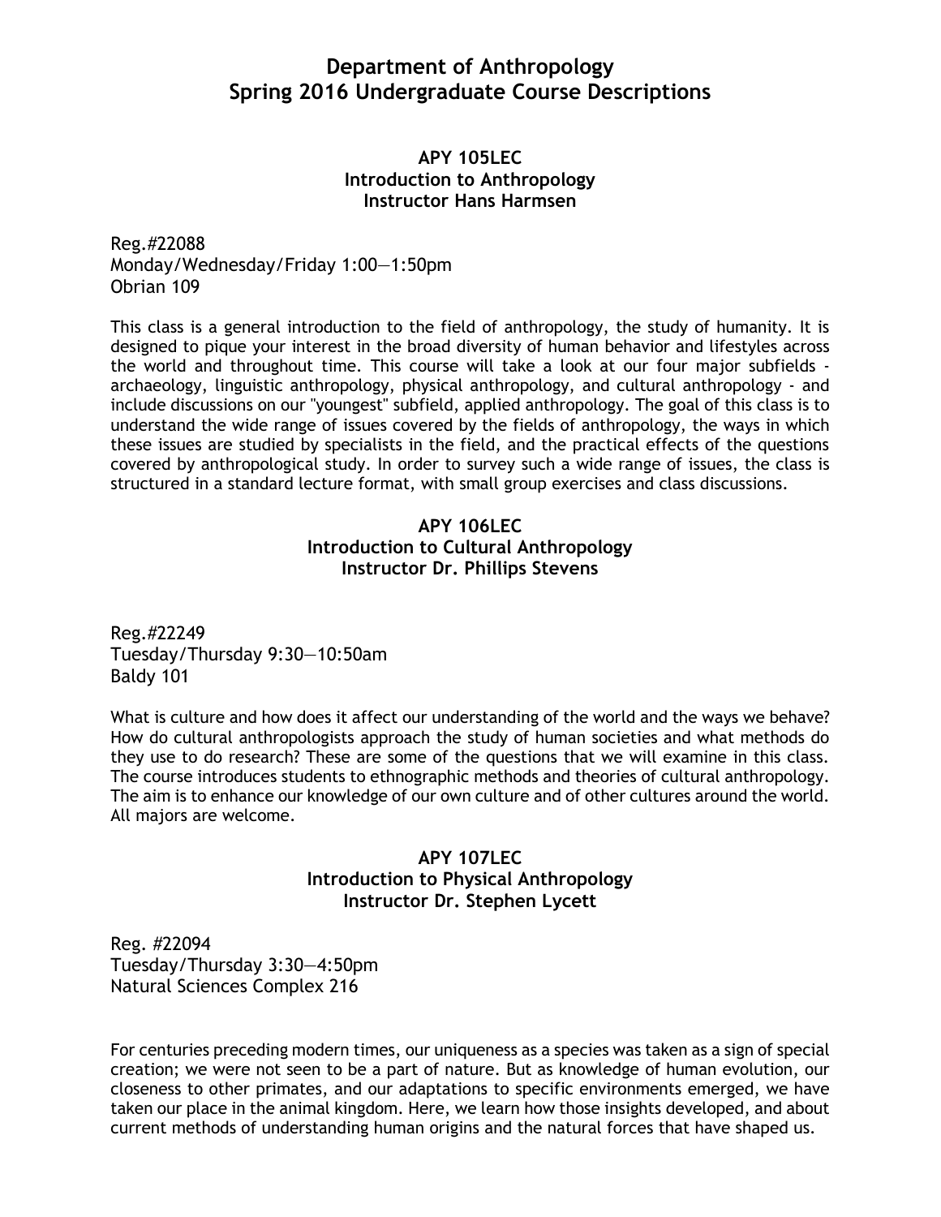# Department of Anthropology
# Spring 2016 Undergraduate Course Descriptions

### APY 105LEC
### Introduction to Anthropology
### Instructor Hans Harmsen

Reg.#22088
Monday/Wednesday/Friday 1:00—1:50pm
Obrian 109

This class is a general introduction to the field of anthropology, the study of humanity. It is designed to pique your interest in the broad diversity of human behavior and lifestyles across the world and throughout time. This course will take a look at our four major subfields - archaeology, linguistic anthropology, physical anthropology, and cultural anthropology - and include discussions on our "youngest" subfield, applied anthropology. The goal of this class is to understand the wide range of issues covered by the fields of anthropology, the ways in which these issues are studied by specialists in the field, and the practical effects of the questions covered by anthropological study. In order to survey such a wide range of issues, the class is structured in a standard lecture format, with small group exercises and class discussions.

### APY 106LEC
### Introduction to Cultural Anthropology
### Instructor Dr. Phillips Stevens

Reg.#22249
Tuesday/Thursday 9:30—10:50am
Baldy 101

What is culture and how does it affect our understanding of the world and the ways we behave? How do cultural anthropologists approach the study of human societies and what methods do they use to do research? These are some of the questions that we will examine in this class. The course introduces students to ethnographic methods and theories of cultural anthropology. The aim is to enhance our knowledge of our own culture and of other cultures around the world. All majors are welcome.

### APY 107LEC
### Introduction to Physical Anthropology
### Instructor Dr. Stephen Lycett

Reg. #22094
Tuesday/Thursday 3:30—4:50pm
Natural Sciences Complex 216

For centuries preceding modern times, our uniqueness as a species was taken as a sign of special creation; we were not seen to be a part of nature. But as knowledge of human evolution, our closeness to other primates, and our adaptations to specific environments emerged, we have taken our place in the animal kingdom. Here, we learn how those insights developed, and about current methods of understanding human origins and the natural forces that have shaped us.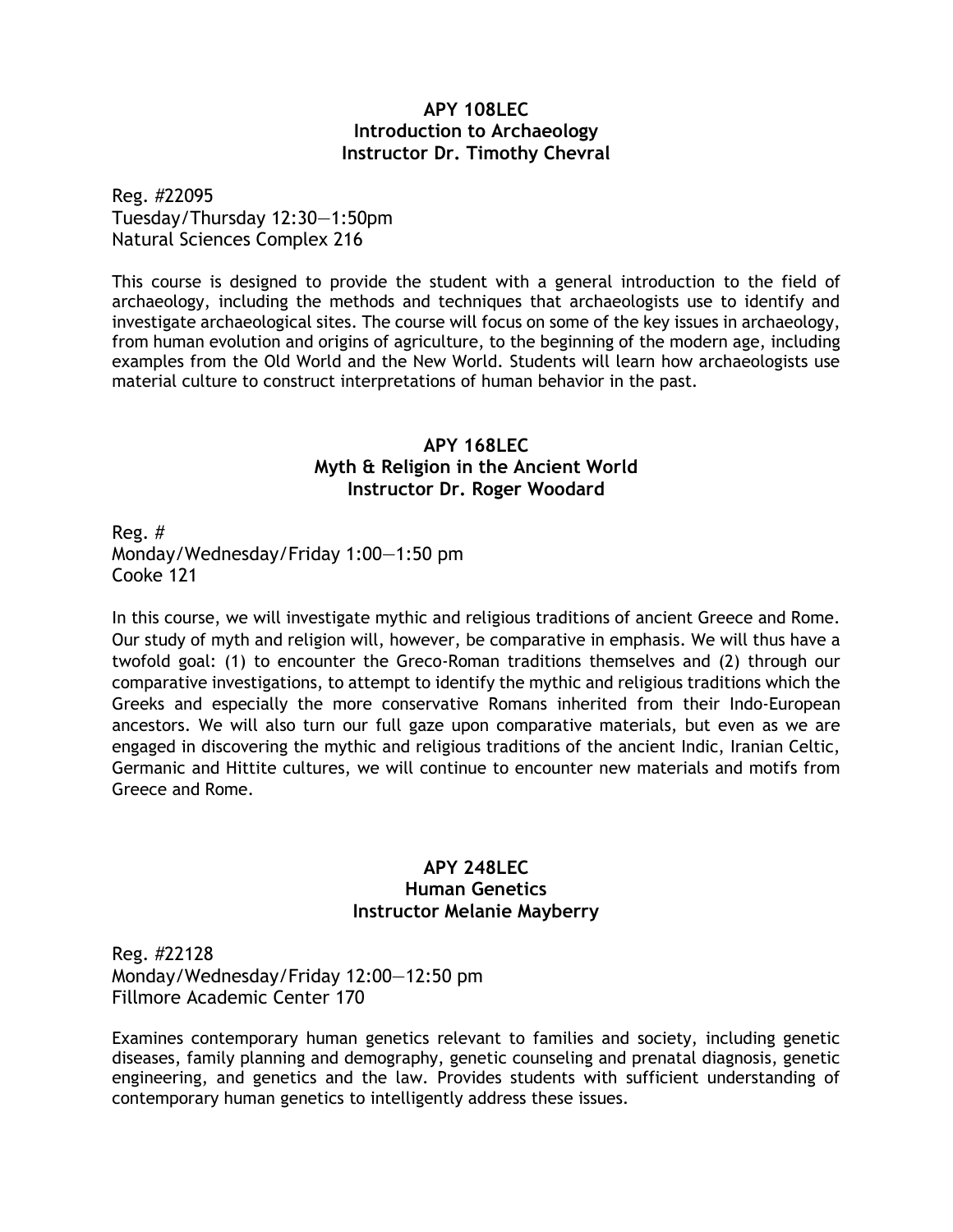## APY 108LEC
## Introduction to Archaeology
## Instructor Dr. Timothy Chevral

Reg. #22095
Tuesday/Thursday 12:30—1:50pm
Natural Sciences Complex 216

This course is designed to provide the student with a general introduction to the field of archaeology, including the methods and techniques that archaeologists use to identify and investigate archaeological sites. The course will focus on some of the key issues in archaeology, from human evolution and origins of agriculture, to the beginning of the modern age, including examples from the Old World and the New World. Students will learn how archaeologists use material culture to construct interpretations of human behavior in the past.

## APY 168LEC
## Myth & Religion in the Ancient World
## Instructor Dr. Roger Woodard

Reg. #
Monday/Wednesday/Friday 1:00—1:50 pm
Cooke 121

In this course, we will investigate mythic and religious traditions of ancient Greece and Rome. Our study of myth and religion will, however, be comparative in emphasis. We will thus have a twofold goal: (1) to encounter the Greco-Roman traditions themselves and (2) through our comparative investigations, to attempt to identify the mythic and religious traditions which the Greeks and especially the more conservative Romans inherited from their Indo-European ancestors. We will also turn our full gaze upon comparative materials, but even as we are engaged in discovering the mythic and religious traditions of the ancient Indic, Iranian Celtic, Germanic and Hittite cultures, we will continue to encounter new materials and motifs from Greece and Rome.

## APY 248LEC
## Human Genetics
## Instructor Melanie Mayberry

Reg. #22128
Monday/Wednesday/Friday 12:00—12:50 pm
Fillmore Academic Center 170

Examines contemporary human genetics relevant to families and society, including genetic diseases, family planning and demography, genetic counseling and prenatal diagnosis, genetic engineering, and genetics and the law. Provides students with sufficient understanding of contemporary human genetics to intelligently address these issues.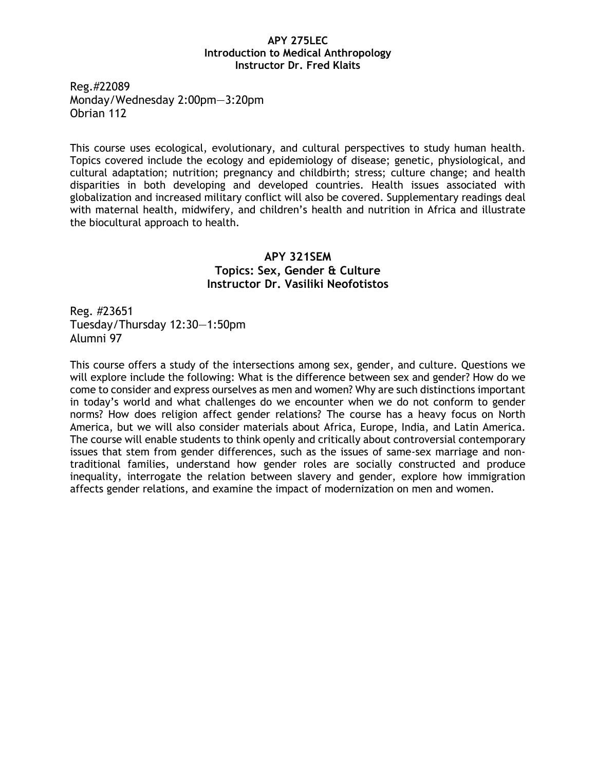**APY 275LEC**
**Introduction to Medical Anthropology**
**Instructor Dr. Fred Klaits**

Reg.#22089
Monday/Wednesday 2:00pm—3:20pm
Obrian 112

This course uses ecological, evolutionary, and cultural perspectives to study human health. Topics covered include the ecology and epidemiology of disease; genetic, physiological, and cultural adaptation; nutrition; pregnancy and childbirth; stress; culture change; and health disparities in both developing and developed countries. Health issues associated with globalization and increased military conflict will also be covered. Supplementary readings deal with maternal health, midwifery, and children's health and nutrition in Africa and illustrate the biocultural approach to health.

**APY 321SEM**
**Topics: Sex, Gender & Culture**
**Instructor Dr. Vasiliki Neofotistos**

Reg. #23651
Tuesday/Thursday 12:30—1:50pm
Alumni 97

This course offers a study of the intersections among sex, gender, and culture. Questions we will explore include the following: What is the difference between sex and gender? How do we come to consider and express ourselves as men and women? Why are such distinctions important in today's world and what challenges do we encounter when we do not conform to gender norms? How does religion affect gender relations? The course has a heavy focus on North America, but we will also consider materials about Africa, Europe, India, and Latin America. The course will enable students to think openly and critically about controversial contemporary issues that stem from gender differences, such as the issues of same-sex marriage and non-traditional families, understand how gender roles are socially constructed and produce inequality, interrogate the relation between slavery and gender, explore how immigration affects gender relations, and examine the impact of modernization on men and women.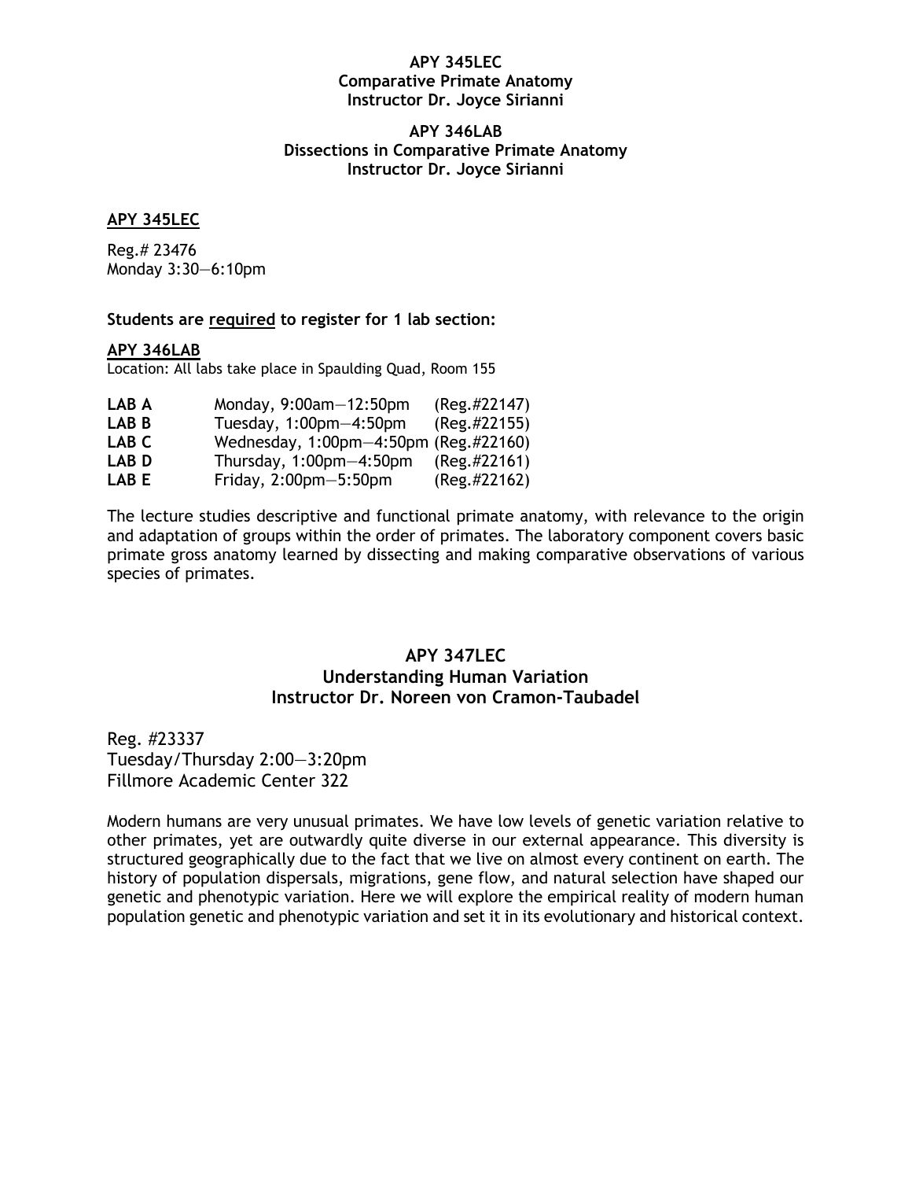**APY 345LEC**
**Comparative Primate Anatomy**
**Instructor Dr. Joyce Sirianni**

**APY 346LAB**
**Dissections in Comparative Primate Anatomy**
**Instructor Dr. Joyce Sirianni**

**APY 345LEC**

Reg.# 23476
Monday 3:30—6:10pm

**Students are required to register for 1 lab section:**

**APY 346LAB**
Location: All labs take place in Spaulding Quad, Room 155

| | | |
|---|---|---|
| **LAB A** | Monday, 9:00am—12:50pm | (Reg.#22147) |
| **LAB B** | Tuesday, 1:00pm—4:50pm | (Reg.#22155) |
| **LAB C** | Wednesday, 1:00pm—4:50pm | (Reg.#22160) |
| **LAB D** | Thursday, 1:00pm—4:50pm | (Reg.#22161) |
| **LAB E** | Friday, 2:00pm—5:50pm | (Reg.#22162) |

The lecture studies descriptive and functional primate anatomy, with relevance to the origin and adaptation of groups within the order of primates. The laboratory component covers basic primate gross anatomy learned by dissecting and making comparative observations of various species of primates.

**APY 347LEC**
**Understanding Human Variation**
**Instructor Dr. Noreen von Cramon-Taubadel**

Reg. #23337
Tuesday/Thursday 2:00—3:20pm
Fillmore Academic Center 322

Modern humans are very unusual primates. We have low levels of genetic variation relative to other primates, yet are outwardly quite diverse in our external appearance. This diversity is structured geographically due to the fact that we live on almost every continent on earth. The history of population dispersals, migrations, gene flow, and natural selection have shaped our genetic and phenotypic variation. Here we will explore the empirical reality of modern human population genetic and phenotypic variation and set it in its evolutionary and historical context.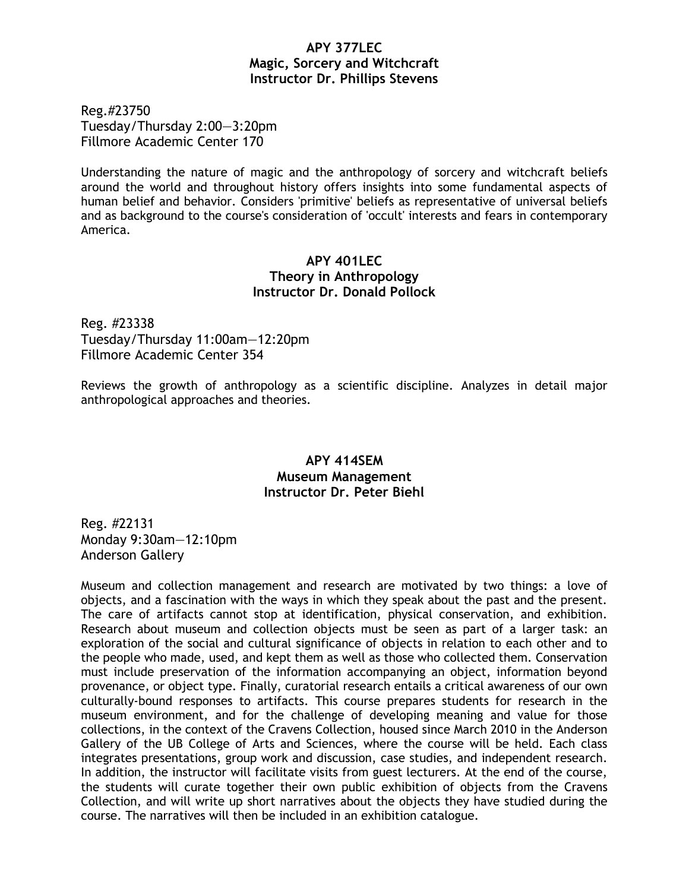**APY 377LEC**
**Magic, Sorcery and Witchcraft**
**Instructor Dr. Phillips Stevens**

Reg.#23750
Tuesday/Thursday 2:00—3:20pm
Fillmore Academic Center 170

Understanding the nature of magic and the anthropology of sorcery and witchcraft beliefs around the world and throughout history offers insights into some fundamental aspects of human belief and behavior. Considers 'primitive' beliefs as representative of universal beliefs and as background to the course's consideration of 'occult' interests and fears in contemporary America.

**APY 401LEC**
**Theory in Anthropology**
**Instructor Dr. Donald Pollock**

Reg. #23338
Tuesday/Thursday 11:00am—12:20pm
Fillmore Academic Center 354

Reviews the growth of anthropology as a scientific discipline. Analyzes in detail major anthropological approaches and theories.

**APY 414SEM**
**Museum Management**
**Instructor Dr. Peter Biehl**

Reg. #22131
Monday 9:30am—12:10pm
Anderson Gallery

Museum and collection management and research are motivated by two things: a love of objects, and a fascination with the ways in which they speak about the past and the present. The care of artifacts cannot stop at identification, physical conservation, and exhibition. Research about museum and collection objects must be seen as part of a larger task: an exploration of the social and cultural significance of objects in relation to each other and to the people who made, used, and kept them as well as those who collected them. Conservation must include preservation of the information accompanying an object, information beyond provenance, or object type. Finally, curatorial research entails a critical awareness of our own culturally-bound responses to artifacts. This course prepares students for research in the museum environment, and for the challenge of developing meaning and value for those collections, in the context of the Cravens Collection, housed since March 2010 in the Anderson Gallery of the UB College of Arts and Sciences, where the course will be held. Each class integrates presentations, group work and discussion, case studies, and independent research. In addition, the instructor will facilitate visits from guest lecturers. At the end of the course, the students will curate together their own public exhibition of objects from the Cravens Collection, and will write up short narratives about the objects they have studied during the course. The narratives will then be included in an exhibition catalogue.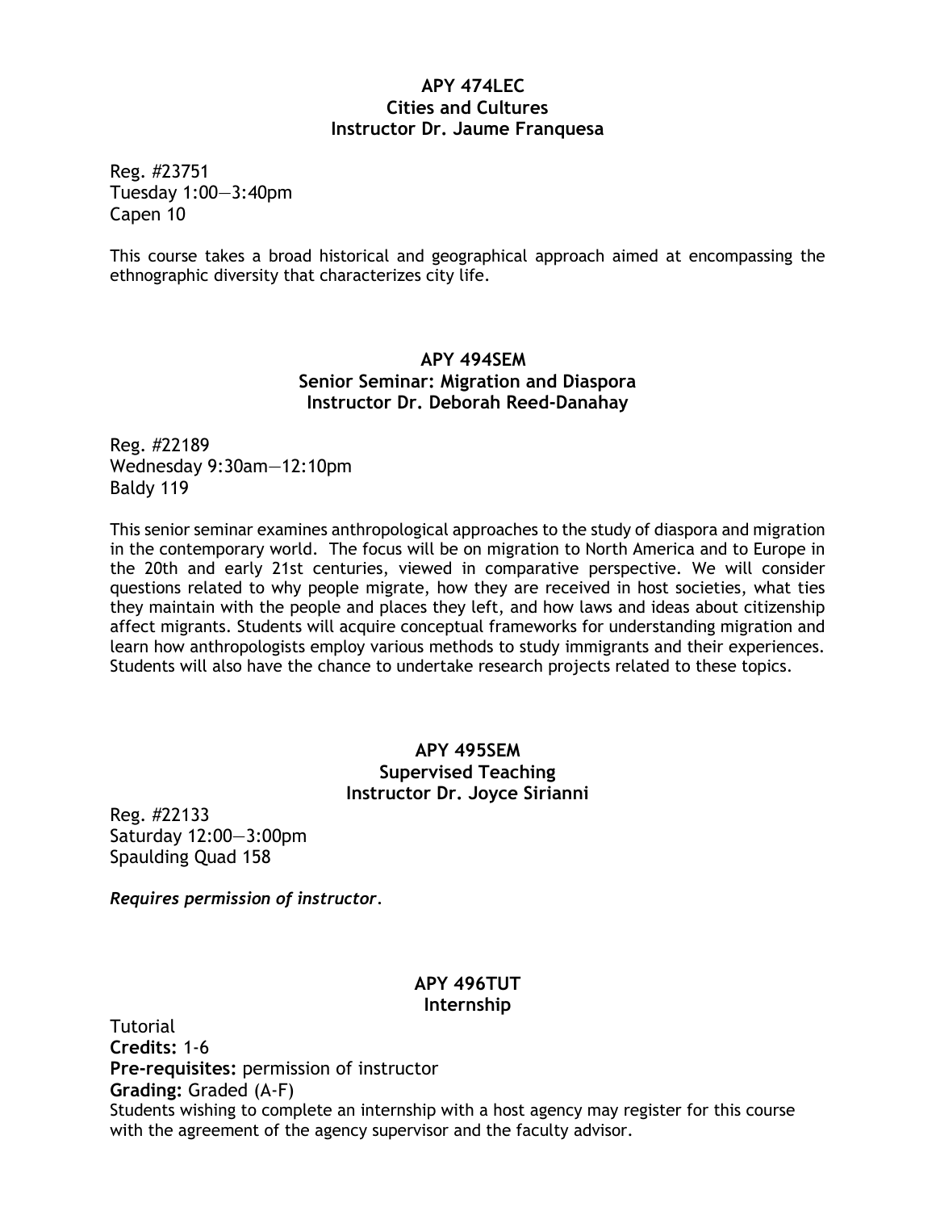**APY 474LEC**
**Cities and Cultures**
**Instructor Dr. Jaume Franquesa**

Reg. #23751
Tuesday 1:00—3:40pm
Capen 10

This course takes a broad historical and geographical approach aimed at encompassing the ethnographic diversity that characterizes city life.

**APY 494SEM**
**Senior Seminar: Migration and Diaspora**
**Instructor Dr. Deborah Reed-Danahay**

Reg. #22189
Wednesday 9:30am—12:10pm
Baldy 119

This senior seminar examines anthropological approaches to the study of diaspora and migration in the contemporary world. The focus will be on migration to North America and to Europe in the 20th and early 21st centuries, viewed in comparative perspective. We will consider questions related to why people migrate, how they are received in host societies, what ties they maintain with the people and places they left, and how laws and ideas about citizenship affect migrants. Students will acquire conceptual frameworks for understanding migration and learn how anthropologists employ various methods to study immigrants and their experiences. Students will also have the chance to undertake research projects related to these topics.

**APY 495SEM**
**Supervised Teaching**
**Instructor Dr. Joyce Sirianni**

Reg. #22133
Saturday 12:00—3:00pm
Spaulding Quad 158

***Requires permission of instructor*.**

**APY 496TUT**
**Internship**

Tutorial
**Credits:** 1-6
**Pre-requisites:** permission of instructor
**Grading:** Graded (A-F)
Students wishing to complete an internship with a host agency may register for this course with the agreement of the agency supervisor and the faculty advisor.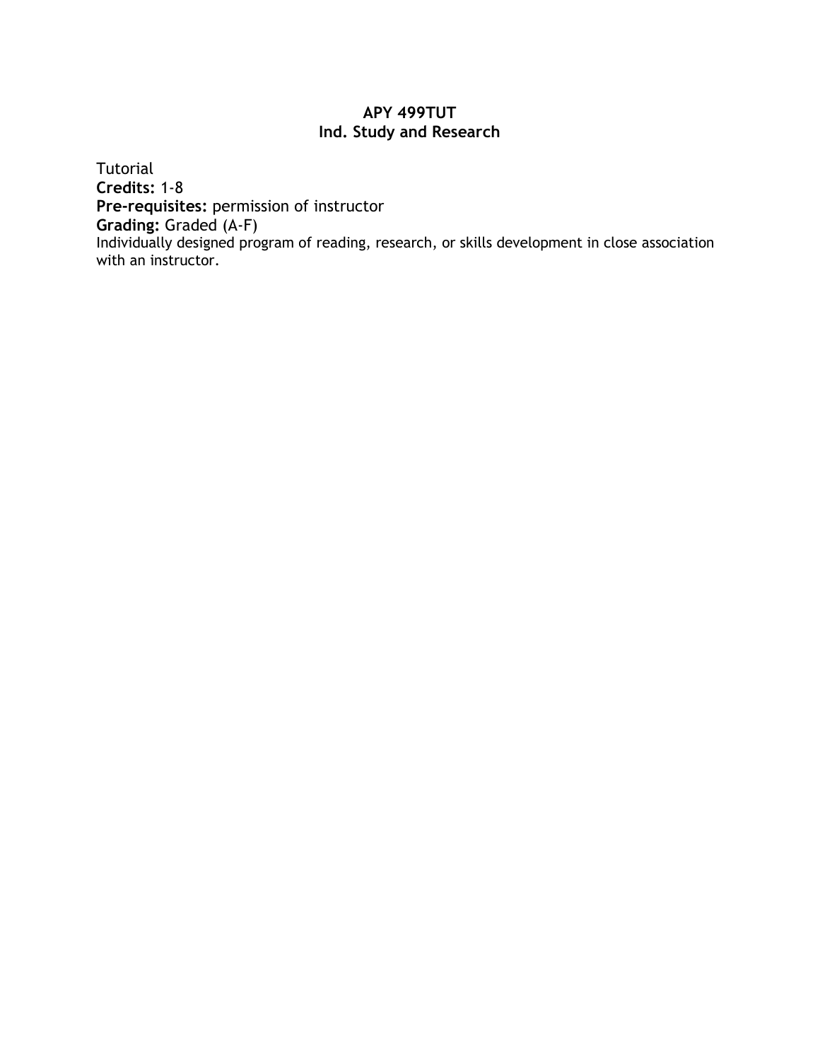## APY 499TUT
## Ind. Study and Research

Tutorial
**Credits:** 1-8
**Pre-requisites:** permission of instructor
**Grading:** Graded (A-F)
Individually designed program of reading, research, or skills development in close association with an instructor.